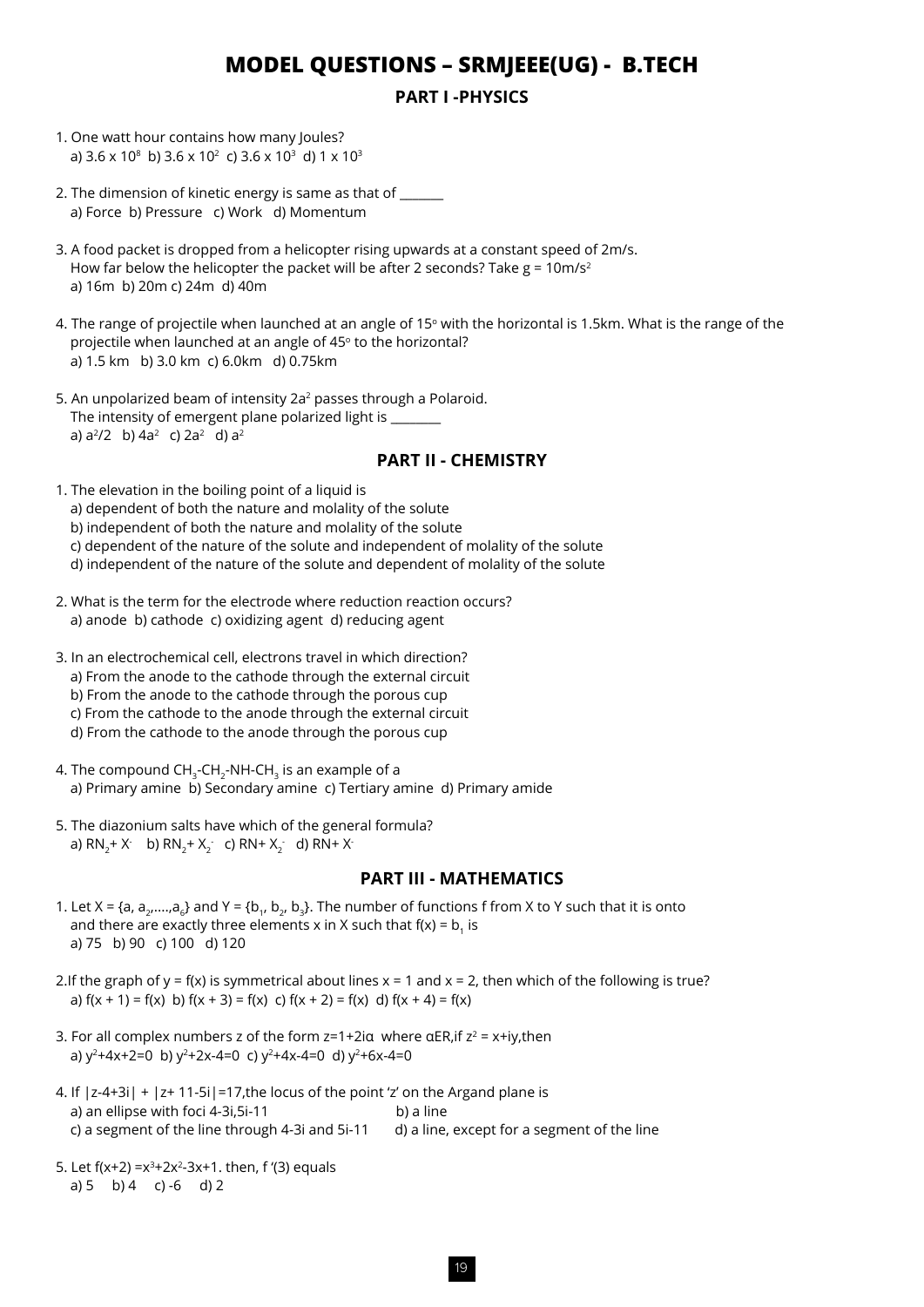# MODEL QUESTIONS – SRMJEEE(UG) - B.TECH

## PART I -PHYSICS

1. One watt hour contains how many Joules?
   a) $3.6 \times 10^8$ b) $3.6 \times 10^2$ c) $3.6 \times 10^3$ d) $1 \times 10^3$

2. The dimension of kinetic energy is same as that of _______
   a) Force b) Pressure c) Work d) Momentum

3. A food packet is dropped from a helicopter rising upwards at a constant speed of 2m/s. How far below the helicopter the packet will be after 2 seconds? Take $g = 10m/s^2$
   a) 16m b) 20m c) 24m d) 40m

4. The range of projectile when launched at an angle of $15^o$ with the horizontal is 1.5km. What is the range of the projectile when launched at an angle of $45^o$ to the horizontal?
   a) 1.5 km b) 3.0 km c) 6.0km d) 0.75km

5. An unpolarized beam of intensity $2a^2$ passes through a Polaroid. The intensity of emergent plane polarized light is ________
   a) $a^2/2$ b) $4a^2$ c) $2a^2$ d) $a^2$

## PART II - CHEMISTRY

1. The elevation in the boiling point of a liquid is
   a) dependent of both the nature and molality of the solute
   b) independent of both the nature and molality of the solute
   c) dependent of the nature of the solute and independent of molality of the solute
   d) independent of the nature of the solute and dependent of molality of the solute

2. What is the term for the electrode where reduction reaction occurs?
   a) anode b) cathode c) oxidizing agent d) reducing agent

3. In an electrochemical cell, electrons travel in which direction?
   a) From the anode to the cathode through the external circuit
   b) From the anode to the cathode through the porous cup
   c) From the cathode to the anode through the external circuit
   d) From the cathode to the anode through the porous cup

4. The compound $CH_3$-$CH_2$-NH-$CH_3$ is an example of a
   a) Primary amine b) Secondary amine c) Tertiary amine d) Primary amide

5. The diazonium salts have which of the general formula?
   a) $RN_2^+ X^-$ b) $RN_2^+ X_2^-$ c) $RN^+ X_2^-$ d) $RN^+ X^-$

## PART III - MATHEMATICS

1. Let X = {a, $a_2$,....,$a_6$} and Y = {$b_1$, $b_2$, $b_3$}. The number of functions f from X to Y such that it is onto and there are exactly three elements x in X such that f(x) = $b_1$ is
   a) 75 b) 90 c) 100 d) 120

2. If the graph of y = f(x) is symmetrical about lines x = 1 and x = 2, then which of the following is true?
   a) f(x + 1) = f(x) b) f(x + 3) = f(x) c) f(x + 2) = f(x) d) f(x + 4) = f(x)

3. For all complex numbers z of the form z=1+2iα where αER,if $z^2$ = x+iy,then
   a) $y^2+4x+2=0$ b) $y^2+2x-4=0$ c) $y^2+4x-4=0$ d) $y^2+6x-4=0$

4. If |z-4+3i| + |z+ 11-5i|=17,the locus of the point 'z' on the Argand plane is
   a) an ellipse with foci 4-3i,5i-11
   b) a line
   c) a segment of the line through 4-3i and 5i-11
   d) a line, except for a segment of the line

5. Let $f(x+2) =x^3+2x^2-3x+1$. then, f '(3) equals
   a) 5 b) 4 c) -6 d) 2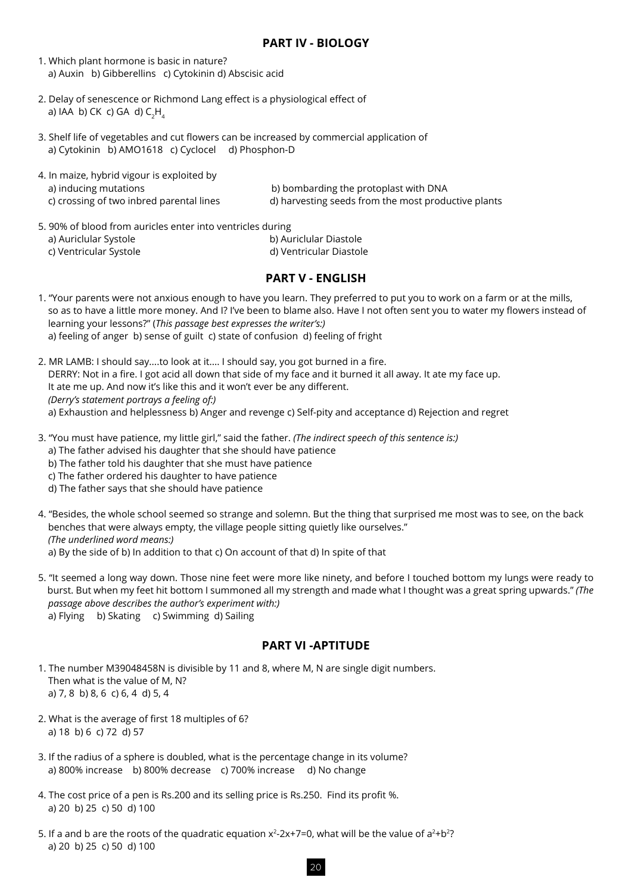## PART IV - BIOLOGY

1. Which plant hormone is basic in nature?
   a) Auxin b) Gibberellins c) Cytokinin d) Abscisic acid

2. Delay of senescence or Richmond Lang effect is a physiological effect of
   a) IAA b) CK c) GA d) $C_2H_4$

3. Shelf life of vegetables and cut flowers can be increased by commercial application of
   a) Cytokinin b) AMO1618 c) Cyclocel d) Phosphon-D

4. In maize, hybrid vigour is exploited by
   a) inducing mutations
   b) bombarding the protoplast with DNA
   c) crossing of two inbred parental lines
   d) harvesting seeds from the most productive plants

5. 90% of blood from auricles enter into ventricles during
   a) Auriclular Systole
   b) Auriclular Diastole
   c) Ventricular Systole
   d) Ventricular Diastole

## PART V - ENGLISH

1. "Your parents were not anxious enough to have you learn. They preferred to put you to work on a farm or at the mills, so as to have a little more money. And I? I've been to blame also. Have I not often sent you to water my flowers instead of learning your lessons?" (*This passage best expresses the writer's:)*
   a) feeling of anger b) sense of guilt c) state of confusion d) feeling of fright

2. MR LAMB: I should say....to look at it.... I should say, you got burned in a fire.
   DERRY: Not in a fire. I got acid all down that side of my face and it burned it all away. It ate my face up. It ate me up. And now it's like this and it won't ever be any different.
   *(Derry's statement portrays a feeling of:)*
   a) Exhaustion and helplessness b) Anger and revenge c) Self-pity and acceptance d) Rejection and regret

3. "You must have patience, my little girl," said the father. *(The indirect speech of this sentence is:)*
   a) The father advised his daughter that she should have patience
   b) The father told his daughter that she must have patience
   c) The father ordered his daughter to have patience
   d) The father says that she should have patience

4. "Besides, the whole school seemed so strange and solemn. But the thing that surprised me most was to see, on the back benches that were always empty, the village people sitting quietly like ourselves."
   *(The underlined word means:)*
   a) By the side of b) In addition to that c) On account of that d) In spite of that

5. "It seemed a long way down. Those nine feet were more like ninety, and before I touched bottom my lungs were ready to burst. But when my feet hit bottom I summoned all my strength and made what I thought was a great spring upwards." *(The passage above describes the author's experiment with:)*
   a) Flying b) Skating c) Swimming d) Sailing

## PART VI -APTITUDE

1. The number M39048458N is divisible by 11 and 8, where M, N are single digit numbers. Then what is the value of M, N?
   a) 7, 8 b) 8, 6 c) 6, 4 d) 5, 4

2. What is the average of first 18 multiples of 6?
   a) 18 b) 6 c) 72 d) 57

3. If the radius of a sphere is doubled, what is the percentage change in its volume?
   a) 800% increase b) 800% decrease c) 700% increase d) No change

4. The cost price of a pen is Rs.200 and its selling price is Rs.250. Find its profit %.
   a) 20 b) 25 c) 50 d) 100

5. If a and b are the roots of the quadratic equation $x^2$-2x+7=0, what will be the value of $a^2+b^2$?
   a) 20 b) 25 c) 50 d) 100